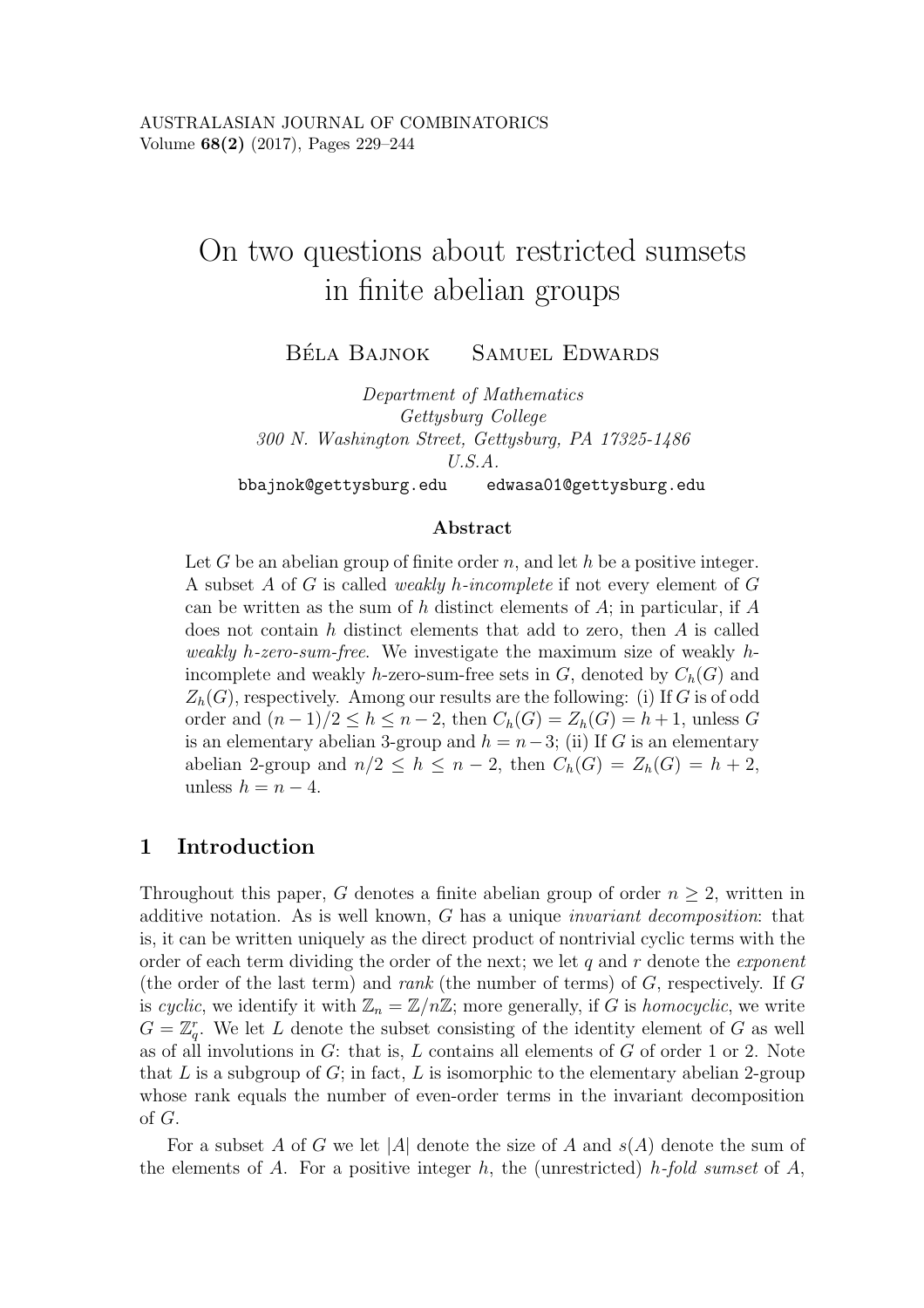# On two questions about restricted sumsets in finite abelian groups

Béla Bajnok  Samuel Edwards

*Department of Mathematics*
*Gettysburg College*
*300 N. Washington Street, Gettysburg, PA 17325-1486*
*U.S.A.*

bbajnok@gettysburg.edu  edwasa01@gettysburg.edu

## Abstract

Let $G$ be an abelian group of finite order $n$, and let $h$ be a positive integer. A subset $A$ of $G$ is called *weakly $h$-incomplete* if not every element of $G$ can be written as the sum of $h$ distinct elements of $A$; in particular, if $A$ does not contain $h$ distinct elements that add to zero, then $A$ is called *weakly $h$-zero-sum-free*. We investigate the maximum size of weakly $h$-incomplete and weakly $h$-zero-sum-free sets in $G$, denoted by $C_h(G)$ and $Z_h(G)$, respectively. Among our results are the following: (i) If $G$ is of odd order and $(n-1)/2 \leq h \leq n-2$, then $C_h(G) = Z_h(G) = h+1$, unless $G$ is an elementary abelian 3-group and $h = n-3$; (ii) If $G$ is an elementary abelian 2-group and $n/2 \leq h \leq n-2$, then $C_h(G) = Z_h(G) = h+2$, unless $h = n-4$.

## 1 Introduction

Throughout this paper, $G$ denotes a finite abelian group of order $n \geq 2$, written in additive notation. As is well known, $G$ has a unique *invariant decomposition*: that is, it can be written uniquely as the direct product of nontrivial cyclic terms with the order of each term dividing the order of the next; we let $q$ and $r$ denote the *exponent* (the order of the last term) and *rank* (the number of terms) of $G$, respectively. If $G$ is *cyclic*, we identify it with $\mathbb{Z}_n = \mathbb{Z}/n\mathbb{Z}$; more generally, if $G$ is *homocyclic*, we write $G = \mathbb{Z}_q^r$. We let $L$ denote the subset consisting of the identity element of $G$ as well as of all involutions in $G$: that is, $L$ contains all elements of $G$ of order 1 or 2. Note that $L$ is a subgroup of $G$; in fact, $L$ is isomorphic to the elementary abelian 2-group whose rank equals the number of even-order terms in the invariant decomposition of $G$.

For a subset $A$ of $G$ we let $|A|$ denote the size of $A$ and $s(A)$ denote the sum of the elements of $A$. For a positive integer $h$, the (unrestricted) *$h$-fold sumset* of $A$,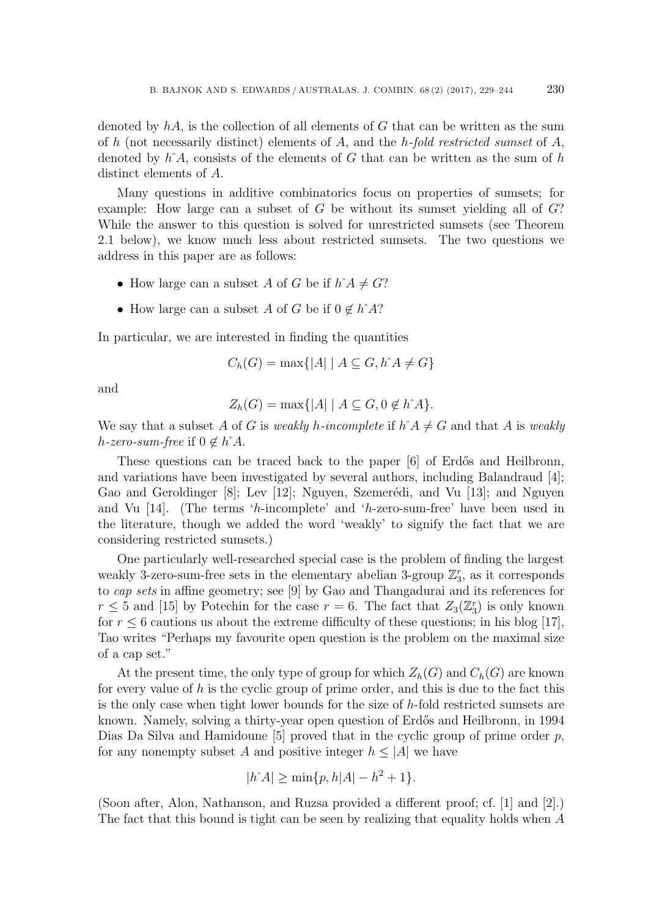denoted by $hA$, is the collection of all elements of $G$ that can be written as the sum of $h$ (not necessarily distinct) elements of $A$, and the *h-fold restricted sumset* of $A$, denoted by $h\hat{}A$, consists of the elements of $G$ that can be written as the sum of $h$ distinct elements of $A$.

Many questions in additive combinatorics focus on properties of sumsets; for example: How large can a subset of $G$ be without its sumset yielding all of $G$? While the answer to this question is solved for unrestricted sumsets (see Theorem 2.1 below), we know much less about restricted sumsets. The two questions we address in this paper are as follows:

- How large can a subset $A$ of $G$ be if $h\hat{}A \neq G$?
- How large can a subset $A$ of $G$ be if $0 \notin h\hat{}A$?

In particular, we are interested in finding the quantities

$$C_h(G) = \max\{|A| \mid A \subseteq G, h\hat{}A \neq G\}$$

and

$$Z_h(G) = \max\{|A| \mid A \subseteq G, 0 \notin h\hat{}A\}.$$

We say that a subset $A$ of $G$ is *weakly h-incomplete* if $h\hat{}A \neq G$ and that $A$ is *weakly h-zero-sum-free* if $0 \notin h\hat{}A$.

These questions can be traced back to the paper [6] of Erdős and Heilbronn, and variations have been investigated by several authors, including Balandraud [4]; Gao and Geroldinger [8]; Lev [12]; Nguyen, Szemerédi, and Vu [13]; and Nguyen and Vu [14]. (The terms '$h$-incomplete' and '$h$-zero-sum-free' have been used in the literature, though we added the word 'weakly' to signify the fact that we are considering restricted sumsets.)

One particularly well-researched special case is the problem of finding the largest weakly 3-zero-sum-free sets in the elementary abelian 3-group $\mathbb{Z}_3^r$, as it corresponds to *cap sets* in affine geometry; see [9] by Gao and Thangadurai and its references for $r \leq 5$ and [15] by Potechin for the case $r = 6$. The fact that $Z_3(\mathbb{Z}_3^r)$ is only known for $r \leq 6$ cautions us about the extreme difficulty of these questions; in his blog [17], Tao writes "Perhaps my favourite open question is the problem on the maximal size of a cap set."

At the present time, the only type of group for which $Z_h(G)$ and $C_h(G)$ are known for every value of $h$ is the cyclic group of prime order, and this is due to the fact this is the only case when tight lower bounds for the size of $h$-fold restricted sumsets are known. Namely, solving a thirty-year open question of Erdős and Heilbronn, in 1994 Dias Da Silva and Hamidoune [5] proved that in the cyclic group of prime order $p$, for any nonempty subset $A$ and positive integer $h \leq |A|$ we have

$$|h\hat{}A| \geq \min\{p, h|A| - h^2 + 1\}.$$

(Soon after, Alon, Nathanson, and Ruzsa provided a different proof; cf. [1] and [2].) The fact that this bound is tight can be seen by realizing that equality holds when $A$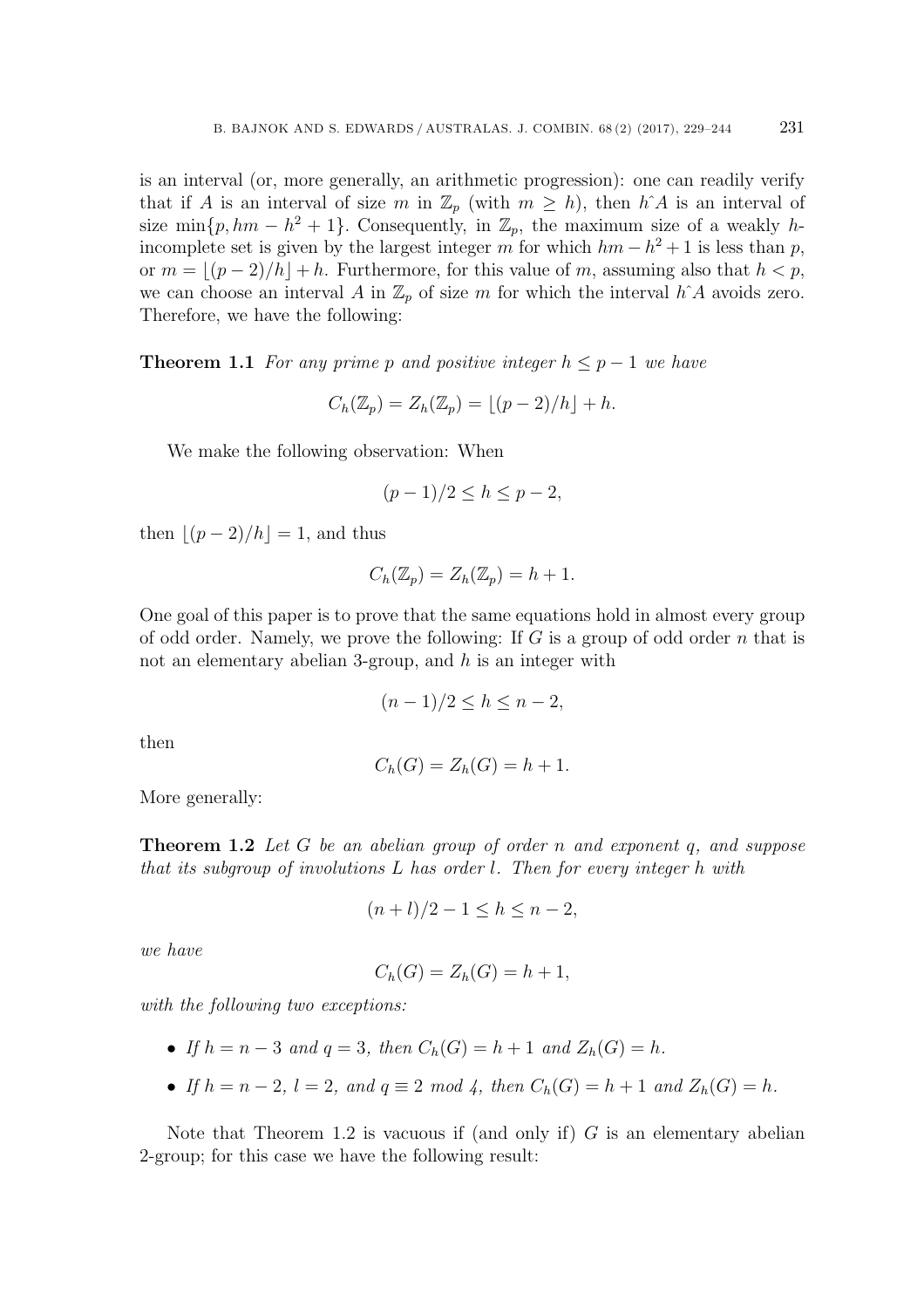is an interval (or, more generally, an arithmetic progression): one can readily verify that if $A$ is an interval of size $m$ in $\mathbb{Z}_p$ (with $m \geq h$), then $h\hat{\ }A$ is an interval of size $\min\{p, hm - h^2 + 1\}$. Consequently, in $\mathbb{Z}_p$, the maximum size of a weakly $h$-incomplete set is given by the largest integer $m$ for which $hm - h^2 + 1$ is less than $p$, or $m = \lfloor (p-2)/h \rfloor + h$. Furthermore, for this value of $m$, assuming also that $h < p$, we can choose an interval $A$ in $\mathbb{Z}_p$ of size $m$ for which the interval $h\hat{\ }A$ avoids zero. Therefore, we have the following:

**Theorem 1.1** *For any prime $p$ and positive integer $h \leq p-1$ we have*

$$C_h(\mathbb{Z}_p) = Z_h(\mathbb{Z}_p) = \lfloor (p-2)/h \rfloor + h.$$

We make the following observation: When

$$(p-1)/2 \leq h \leq p-2,$$

then $\lfloor (p-2)/h \rfloor = 1$, and thus

$$C_h(\mathbb{Z}_p) = Z_h(\mathbb{Z}_p) = h + 1.$$

One goal of this paper is to prove that the same equations hold in almost every group of odd order. Namely, we prove the following: If $G$ is a group of odd order $n$ that is not an elementary abelian 3-group, and $h$ is an integer with

$$(n-1)/2 \leq h \leq n-2,$$

then

$$C_h(G) = Z_h(G) = h + 1.$$

More generally:

**Theorem 1.2** *Let $G$ be an abelian group of order $n$ and exponent $q$, and suppose that its subgroup of involutions $L$ has order $l$. Then for every integer $h$ with*

$$(n+l)/2 - 1 \leq h \leq n-2,$$

*we have*

$$C_h(G) = Z_h(G) = h + 1,$$

*with the following two exceptions:*

- *If $h = n-3$ and $q = 3$, then $C_h(G) = h+1$ and $Z_h(G) = h$.*
- *If $h = n-2$, $l = 2$, and $q \equiv 2 \bmod 4$, then $C_h(G) = h+1$ and $Z_h(G) = h$.*

Note that Theorem 1.2 is vacuous if (and only if) $G$ is an elementary abelian 2-group; for this case we have the following result: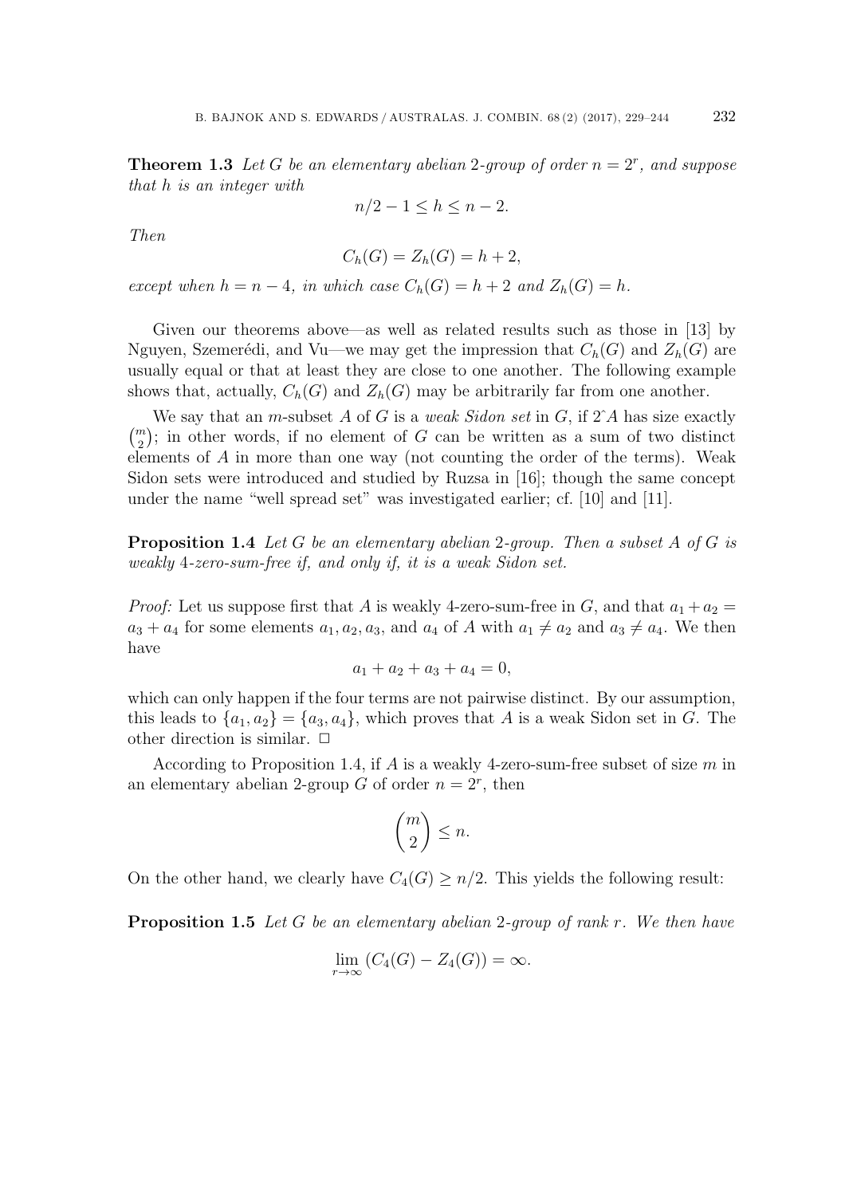**Theorem 1.3** *Let $G$ be an elementary abelian 2-group of order $n = 2^r$, and suppose that $h$ is an integer with*

$$n/2 - 1 \leq h \leq n - 2.$$

*Then*

$$C_h(G) = Z_h(G) = h + 2,$$

*except when $h = n - 4$, in which case $C_h(G) = h + 2$ and $Z_h(G) = h$.*

Given our theorems above—as well as related results such as those in [13] by Nguyen, Szemerédi, and Vu—we may get the impression that $C_h(G)$ and $Z_h(G)$ are usually equal or that at least they are close to one another. The following example shows that, actually, $C_h(G)$ and $Z_h(G)$ may be arbitrarily far from one another.

We say that an $m$-subset $A$ of $G$ is a *weak Sidon set* in $G$, if $2\hat{}A$ has size exactly $\binom{m}{2}$; in other words, if no element of $G$ can be written as a sum of two distinct elements of $A$ in more than one way (not counting the order of the terms). Weak Sidon sets were introduced and studied by Ruzsa in [16]; though the same concept under the name "well spread set" was investigated earlier; cf. [10] and [11].

**Proposition 1.4** *Let $G$ be an elementary abelian 2-group. Then a subset $A$ of $G$ is weakly 4-zero-sum-free if, and only if, it is a weak Sidon set.*

*Proof:* Let us suppose first that $A$ is weakly 4-zero-sum-free in $G$, and that $a_1 + a_2 = a_3 + a_4$ for some elements $a_1, a_2, a_3$, and $a_4$ of $A$ with $a_1 \neq a_2$ and $a_3 \neq a_4$. We then have

$$a_1 + a_2 + a_3 + a_4 = 0,$$

which can only happen if the four terms are not pairwise distinct. By our assumption, this leads to $\{a_1, a_2\} = \{a_3, a_4\}$, which proves that $A$ is a weak Sidon set in $G$. The other direction is similar. $\square$

According to Proposition 1.4, if $A$ is a weakly 4-zero-sum-free subset of size $m$ in an elementary abelian 2-group $G$ of order $n = 2^r$, then

$$\binom{m}{2} \leq n.$$

On the other hand, we clearly have $C_4(G) \geq n/2$. This yields the following result:

**Proposition 1.5** *Let $G$ be an elementary abelian 2-group of rank $r$. We then have*

$$\lim_{r \to \infty} (C_4(G) - Z_4(G)) = \infty.$$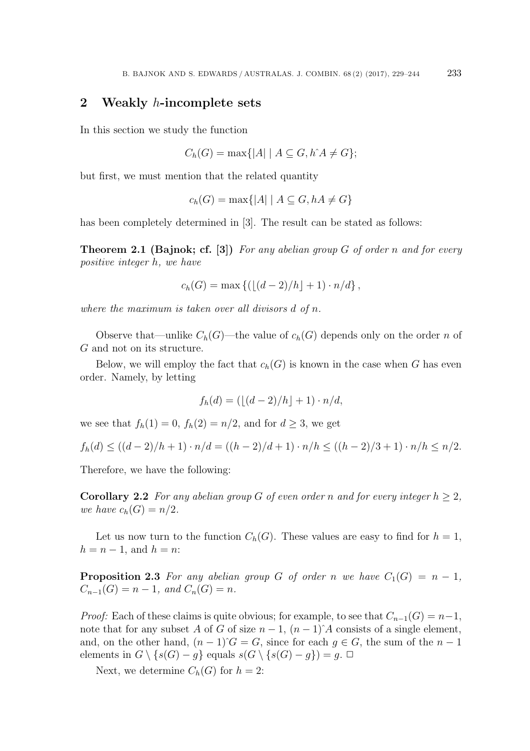## 2 Weakly $h$-incomplete sets

In this section we study the function

$$C_h(G) = \max\{|A| \mid A \subseteq G, h\hat{}A \neq G\};$$

but first, we must mention that the related quantity

$$c_h(G) = \max\{|A| \mid A \subseteq G, hA \neq G\}$$

has been completely determined in [3]. The result can be stated as follows:

**Theorem 2.1 (Bajnok; cf. [3])** *For any abelian group $G$ of order $n$ and for every positive integer $h$, we have*

$$c_h(G) = \max\left\{(\lfloor (d-2)/h \rfloor + 1) \cdot n/d\right\},$$

*where the maximum is taken over all divisors $d$ of $n$.*

Observe that—unlike $C_h(G)$—the value of $c_h(G)$ depends only on the order $n$ of $G$ and not on its structure.

Below, we will employ the fact that $c_h(G)$ is known in the case when $G$ has even order. Namely, by letting

$$f_h(d) = (\lfloor (d-2)/h \rfloor + 1) \cdot n/d,$$

we see that $f_h(1) = 0$, $f_h(2) = n/2$, and for $d \geq 3$, we get

$$f_h(d) \leq ((d-2)/h + 1) \cdot n/d = ((h-2)/d + 1) \cdot n/h \leq ((h-2)/3 + 1) \cdot n/h \leq n/2.$$

Therefore, we have the following:

**Corollary 2.2** *For any abelian group $G$ of even order $n$ and for every integer $h \geq 2$, we have $c_h(G) = n/2$.*

Let us now turn to the function $C_h(G)$. These values are easy to find for $h = 1$, $h = n-1$, and $h = n$:

**Proposition 2.3** *For any abelian group $G$ of order $n$ we have $C_1(G) = n-1$, $C_{n-1}(G) = n-1$, and $C_n(G) = n$.*

*Proof:* Each of these claims is quite obvious; for example, to see that $C_{n-1}(G) = n-1$, note that for any subset $A$ of $G$ of size $n-1$, $(n-1)\hat{}A$ consists of a single element, and, on the other hand, $(n-1)\hat{}G = G$, since for each $g \in G$, the sum of the $n-1$ elements in $G \setminus \{s(G) - g\}$ equals $s(G \setminus \{s(G) - g\}) = g$. □

Next, we determine $C_h(G)$ for $h = 2$: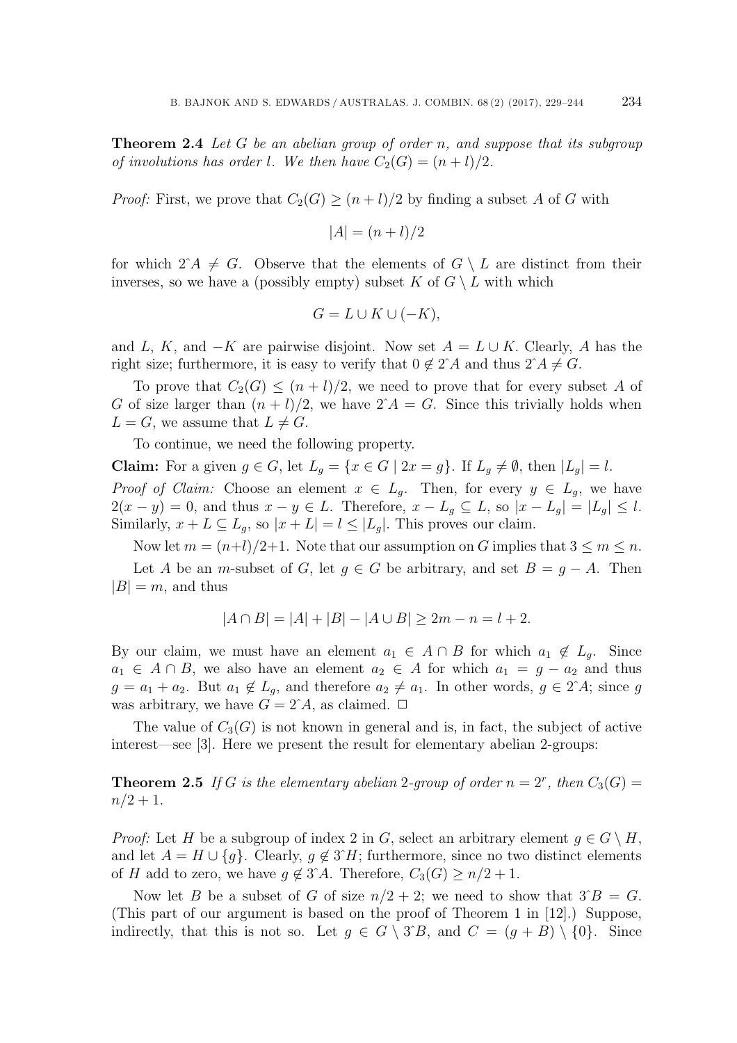**Theorem 2.4** *Let $G$ be an abelian group of order $n$, and suppose that its subgroup of involutions has order $l$. We then have $C_2(G) = (n+l)/2$.*

*Proof:* First, we prove that $C_2(G) \geq (n+l)/2$ by finding a subset $A$ of $G$ with

$$|A| = (n+l)/2$$

for which $2\hat{}A \neq G$. Observe that the elements of $G \setminus L$ are distinct from their inverses, so we have a (possibly empty) subset $K$ of $G \setminus L$ with which

$$G = L \cup K \cup (-K),$$

and $L$, $K$, and $-K$ are pairwise disjoint. Now set $A = L \cup K$. Clearly, $A$ has the right size; furthermore, it is easy to verify that $0 \notin 2\hat{}A$ and thus $2\hat{}A \neq G$.

To prove that $C_2(G) \leq (n+l)/2$, we need to prove that for every subset $A$ of $G$ of size larger than $(n+l)/2$, we have $2\hat{}A = G$. Since this trivially holds when $L = G$, we assume that $L \neq G$.

To continue, we need the following property.

**Claim:** For a given $g \in G$, let $L_g = \{x \in G \mid 2x = g\}$. If $L_g \neq \emptyset$, then $|L_g| = l$.

*Proof of Claim:* Choose an element $x \in L_g$. Then, for every $y \in L_g$, we have $2(x - y) = 0$, and thus $x - y \in L$. Therefore, $x - L_g \subseteq L$, so $|x - L_g| = |L_g| \leq l$. Similarly, $x + L \subseteq L_g$, so $|x + L| = l \leq |L_g|$. This proves our claim.

Now let $m = (n+l)/2+1$. Note that our assumption on $G$ implies that $3 \leq m \leq n$.

Let $A$ be an $m$-subset of $G$, let $g \in G$ be arbitrary, and set $B = g - A$. Then $|B| = m$, and thus

$$|A \cap B| = |A| + |B| - |A \cup B| \geq 2m - n = l + 2.$$

By our claim, we must have an element $a_1 \in A \cap B$ for which $a_1 \notin L_g$. Since $a_1 \in A \cap B$, we also have an element $a_2 \in A$ for which $a_1 = g - a_2$ and thus $g = a_1 + a_2$. But $a_1 \notin L_g$, and therefore $a_2 \neq a_1$. In other words, $g \in 2\hat{}A$; since $g$ was arbitrary, we have $G = 2\hat{}A$, as claimed. $\square$

The value of $C_3(G)$ is not known in general and is, in fact, the subject of active interest—see [3]. Here we present the result for elementary abelian 2-groups:

**Theorem 2.5** *If $G$ is the elementary abelian 2-group of order $n = 2^r$, then $C_3(G) = n/2 + 1$.*

*Proof:* Let $H$ be a subgroup of index 2 in $G$, select an arbitrary element $g \in G \setminus H$, and let $A = H \cup \{g\}$. Clearly, $g \notin 3\hat{}H$; furthermore, since no two distinct elements of $H$ add to zero, we have $g \notin 3\hat{}A$. Therefore, $C_3(G) \geq n/2 + 1$.

Now let $B$ be a subset of $G$ of size $n/2 + 2$; we need to show that $3\hat{}B = G$. (This part of our argument is based on the proof of Theorem 1 in [12].) Suppose, indirectly, that this is not so. Let $g \in G \setminus 3\hat{}B$, and $C = (g + B) \setminus \{0\}$. Since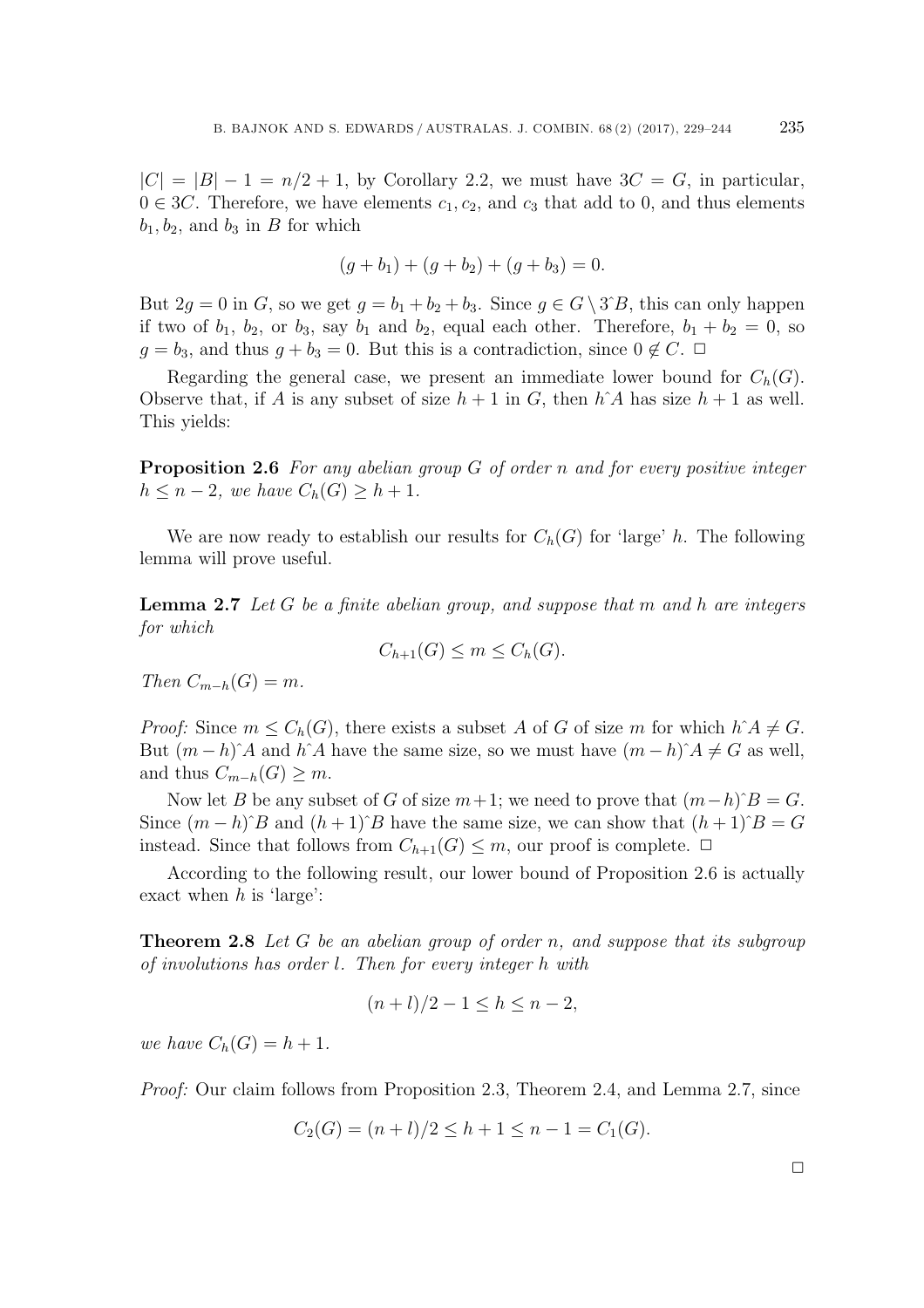$|C| = |B| - 1 = n/2 + 1$, by Corollary 2.2, we must have $3C = G$, in particular, $0 \in 3C$. Therefore, we have elements $c_1, c_2$, and $c_3$ that add to 0, and thus elements $b_1, b_2$, and $b_3$ in $B$ for which

$$(g + b_1) + (g + b_2) + (g + b_3) = 0.$$

But $2g = 0$ in $G$, so we get $g = b_1 + b_2 + b_3$. Since $g \in G \setminus 3\hat{}B$, this can only happen if two of $b_1$, $b_2$, or $b_3$, say $b_1$ and $b_2$, equal each other. Therefore, $b_1 + b_2 = 0$, so $g = b_3$, and thus $g + b_3 = 0$. But this is a contradiction, since $0 \notin C$. □

Regarding the general case, we present an immediate lower bound for $C_h(G)$. Observe that, if $A$ is any subset of size $h+1$ in $G$, then $h\hat{}A$ has size $h+1$ as well. This yields:

**Proposition 2.6** *For any abelian group $G$ of order $n$ and for every positive integer $h \leq n-2$, we have $C_h(G) \geq h+1$.*

We are now ready to establish our results for $C_h(G)$ for 'large' $h$. The following lemma will prove useful.

**Lemma 2.7** *Let $G$ be a finite abelian group, and suppose that $m$ and $h$ are integers for which*

$$C_{h+1}(G) \leq m \leq C_h(G).$$

*Then $C_{m-h}(G) = m$.*

*Proof:* Since $m \leq C_h(G)$, there exists a subset $A$ of $G$ of size $m$ for which $h\hat{}A \neq G$. But $(m-h)\hat{}A$ and $h\hat{}A$ have the same size, so we must have $(m-h)\hat{}A \neq G$ as well, and thus $C_{m-h}(G) \geq m$.

Now let $B$ be any subset of $G$ of size $m+1$; we need to prove that $(m-h)\hat{}B = G$. Since $(m-h)\hat{}B$ and $(h+1)\hat{}B$ have the same size, we can show that $(h+1)\hat{}B = G$ instead. Since that follows from $C_{h+1}(G) \leq m$, our proof is complete. □

According to the following result, our lower bound of Proposition 2.6 is actually exact when $h$ is 'large':

**Theorem 2.8** *Let $G$ be an abelian group of order $n$, and suppose that its subgroup of involutions has order $l$. Then for every integer $h$ with*

$$(n+l)/2 - 1 \leq h \leq n-2,$$

*we have $C_h(G) = h+1$.*

*Proof:* Our claim follows from Proposition 2.3, Theorem 2.4, and Lemma 2.7, since

$$C_2(G) = (n+l)/2 \leq h+1 \leq n-1 = C_1(G).$$

□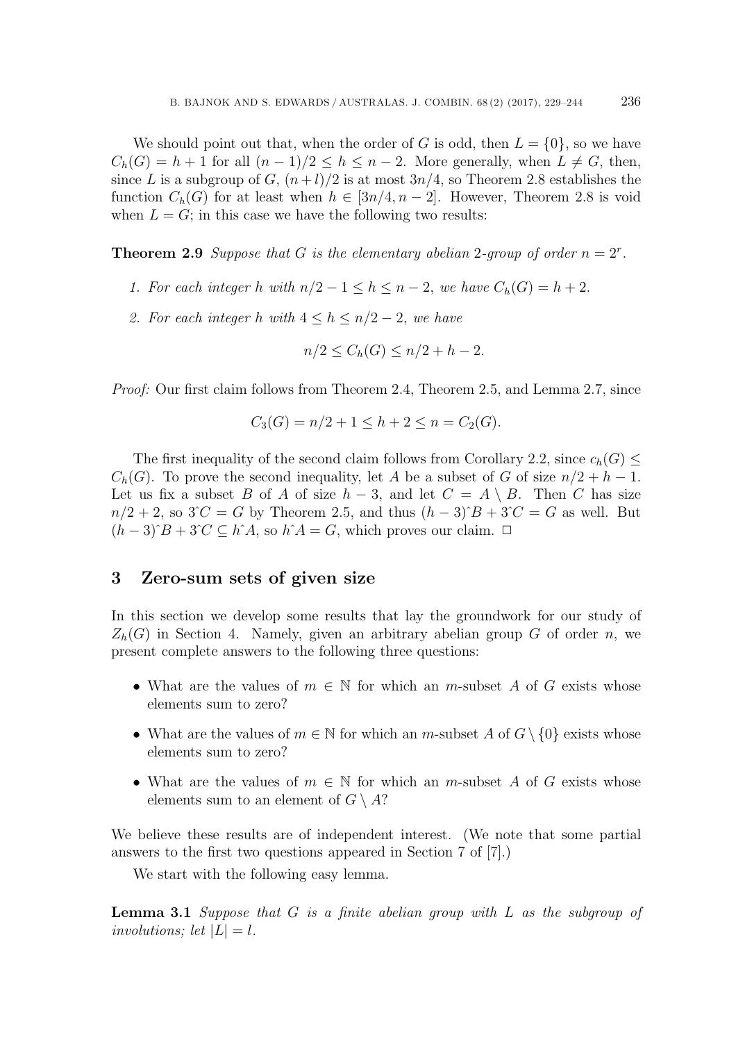We should point out that, when the order of $G$ is odd, then $L = \{0\}$, so we have $C_h(G) = h+1$ for all $(n-1)/2 \leq h \leq n-2$. More generally, when $L \neq G$, then, since $L$ is a subgroup of $G$, $(n+l)/2$ is at most $3n/4$, so Theorem 2.8 establishes the function $C_h(G)$ for at least when $h \in [3n/4, n-2]$. However, Theorem 2.8 is void when $L = G$; in this case we have the following two results:

**Theorem 2.9** *Suppose that $G$ is the elementary abelian 2-group of order $n = 2^r$.*

1. *For each integer $h$ with $n/2 - 1 \leq h \leq n-2$, we have $C_h(G) = h+2$.*
2. *For each integer $h$ with $4 \leq h \leq n/2 - 2$, we have*

$$n/2 \leq C_h(G) \leq n/2 + h - 2.$$

*Proof:* Our first claim follows from Theorem 2.4, Theorem 2.5, and Lemma 2.7, since

$$C_3(G) = n/2 + 1 \leq h + 2 \leq n = C_2(G).$$

The first inequality of the second claim follows from Corollary 2.2, since $c_h(G) \leq C_h(G)$. To prove the second inequality, let $A$ be a subset of $G$ of size $n/2 + h - 1$. Let us fix a subset $B$ of $A$ of size $h-3$, and let $C = A \setminus B$. Then $C$ has size $n/2 + 2$, so $3\hat{}C = G$ by Theorem 2.5, and thus $(h-3)\hat{}B + 3\hat{}C = G$ as well. But $(h-3)\hat{}B + 3\hat{}C \subseteq h\hat{}A$, so $h\hat{}A = G$, which proves our claim. $\Box$

## 3 Zero-sum sets of given size

In this section we develop some results that lay the groundwork for our study of $Z_h(G)$ in Section 4. Namely, given an arbitrary abelian group $G$ of order $n$, we present complete answers to the following three questions:

- What are the values of $m \in \mathbb{N}$ for which an $m$-subset $A$ of $G$ exists whose elements sum to zero?
- What are the values of $m \in \mathbb{N}$ for which an $m$-subset $A$ of $G \setminus \{0\}$ exists whose elements sum to zero?
- What are the values of $m \in \mathbb{N}$ for which an $m$-subset $A$ of $G$ exists whose elements sum to an element of $G \setminus A$?

We believe these results are of independent interest. (We note that some partial answers to the first two questions appeared in Section 7 of [7].)

We start with the following easy lemma.

**Lemma 3.1** *Suppose that $G$ is a finite abelian group with $L$ as the subgroup of involutions; let $|L| = l$.*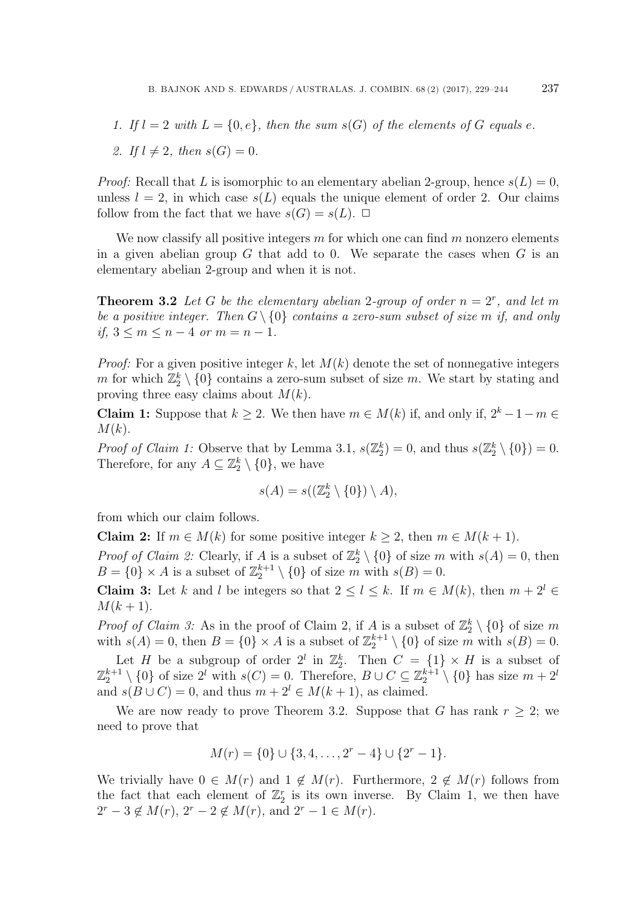1. *If $l = 2$ with $L = \{0, e\}$, then the sum $s(G)$ of the elements of $G$ equals $e$.*
2. *If $l \neq 2$, then $s(G) = 0$.*

*Proof:* Recall that $L$ is isomorphic to an elementary abelian 2-group, hence $s(L) = 0$, unless $l = 2$, in which case $s(L)$ equals the unique element of order 2. Our claims follow from the fact that we have $s(G) = s(L)$. □

We now classify all positive integers $m$ for which one can find $m$ nonzero elements in a given abelian group $G$ that add to 0. We separate the cases when $G$ is an elementary abelian 2-group and when it is not.

**Theorem 3.2** *Let $G$ be the elementary abelian 2-group of order $n = 2^r$, and let $m$ be a positive integer. Then $G \setminus \{0\}$ contains a zero-sum subset of size $m$ if, and only if, $3 \leq m \leq n - 4$ or $m = n - 1$.*

*Proof:* For a given positive integer $k$, let $M(k)$ denote the set of nonnegative integers $m$ for which $\mathbb{Z}_2^k \setminus \{0\}$ contains a zero-sum subset of size $m$. We start by stating and proving three easy claims about $M(k)$.

**Claim 1:** Suppose that $k \geq 2$. We then have $m \in M(k)$ if, and only if, $2^k - 1 - m \in M(k)$.

*Proof of Claim 1:* Observe that by Lemma 3.1, $s(\mathbb{Z}_2^k) = 0$, and thus $s(\mathbb{Z}_2^k \setminus \{0\}) = 0$. Therefore, for any $A \subseteq \mathbb{Z}_2^k \setminus \{0\}$, we have

$$s(A) = s((\mathbb{Z}_2^k \setminus \{0\}) \setminus A),$$

from which our claim follows.

**Claim 2:** If $m \in M(k)$ for some positive integer $k \geq 2$, then $m \in M(k+1)$.

*Proof of Claim 2:* Clearly, if $A$ is a subset of $\mathbb{Z}_2^k \setminus \{0\}$ of size $m$ with $s(A) = 0$, then $B = \{0\} \times A$ is a subset of $\mathbb{Z}_2^{k+1} \setminus \{0\}$ of size $m$ with $s(B) = 0$.

**Claim 3:** Let $k$ and $l$ be integers so that $2 \leq l \leq k$. If $m \in M(k)$, then $m + 2^l \in M(k+1)$.

*Proof of Claim 3:* As in the proof of Claim 2, if $A$ is a subset of $\mathbb{Z}_2^k \setminus \{0\}$ of size $m$ with $s(A) = 0$, then $B = \{0\} \times A$ is a subset of $\mathbb{Z}_2^{k+1} \setminus \{0\}$ of size $m$ with $s(B) = 0$.

Let $H$ be a subgroup of order $2^l$ in $\mathbb{Z}_2^k$. Then $C = \{1\} \times H$ is a subset of $\mathbb{Z}_2^{k+1} \setminus \{0\}$ of size $2^l$ with $s(C) = 0$. Therefore, $B \cup C \subseteq \mathbb{Z}_2^{k+1} \setminus \{0\}$ has size $m + 2^l$ and $s(B \cup C) = 0$, and thus $m + 2^l \in M(k+1)$, as claimed.

We are now ready to prove Theorem 3.2. Suppose that $G$ has rank $r \geq 2$; we need to prove that

$$M(r) = \{0\} \cup \{3, 4, \ldots, 2^r - 4\} \cup \{2^r - 1\}.$$

We trivially have $0 \in M(r)$ and $1 \notin M(r)$. Furthermore, $2 \notin M(r)$ follows from the fact that each element of $\mathbb{Z}_2^r$ is its own inverse. By Claim 1, we then have $2^r - 3 \notin M(r)$, $2^r - 2 \notin M(r)$, and $2^r - 1 \in M(r)$.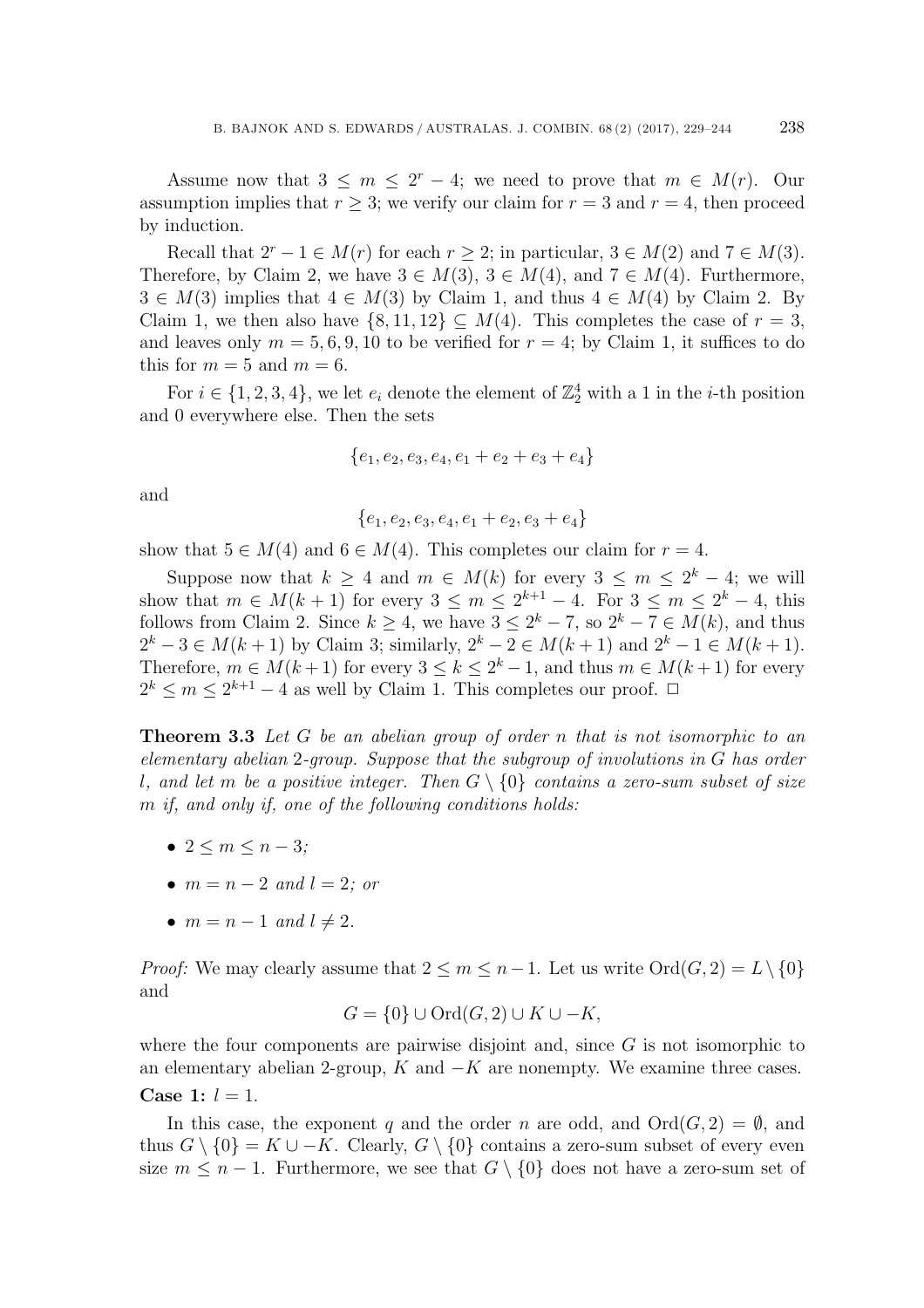Assume now that $3 \leq m \leq 2^r - 4$; we need to prove that $m \in M(r)$. Our assumption implies that $r \geq 3$; we verify our claim for $r = 3$ and $r = 4$, then proceed by induction.

Recall that $2^r - 1 \in M(r)$ for each $r \geq 2$; in particular, $3 \in M(2)$ and $7 \in M(3)$. Therefore, by Claim 2, we have $3 \in M(3)$, $3 \in M(4)$, and $7 \in M(4)$. Furthermore, $3 \in M(3)$ implies that $4 \in M(3)$ by Claim 1, and thus $4 \in M(4)$ by Claim 2. By Claim 1, we then also have $\{8, 11, 12\} \subseteq M(4)$. This completes the case of $r = 3$, and leaves only $m = 5, 6, 9, 10$ to be verified for $r = 4$; by Claim 1, it suffices to do this for $m = 5$ and $m = 6$.

For $i \in \{1, 2, 3, 4\}$, we let $e_i$ denote the element of $\mathbb{Z}_2^4$ with a 1 in the $i$-th position and 0 everywhere else. Then the sets

$$\{e_1, e_2, e_3, e_4, e_1 + e_2 + e_3 + e_4\}$$

and

$$\{e_1, e_2, e_3, e_4, e_1 + e_2, e_3 + e_4\}$$

show that $5 \in M(4)$ and $6 \in M(4)$. This completes our claim for $r = 4$.

Suppose now that $k \geq 4$ and $m \in M(k)$ for every $3 \leq m \leq 2^k - 4$; we will show that $m \in M(k+1)$ for every $3 \leq m \leq 2^{k+1} - 4$. For $3 \leq m \leq 2^k - 4$, this follows from Claim 2. Since $k \geq 4$, we have $3 \leq 2^k - 7$, so $2^k - 7 \in M(k)$, and thus $2^k - 3 \in M(k+1)$ by Claim 3; similarly, $2^k - 2 \in M(k+1)$ and $2^k - 1 \in M(k+1)$. Therefore, $m \in M(k+1)$ for every $3 \leq k \leq 2^k - 1$, and thus $m \in M(k+1)$ for every $2^k \leq m \leq 2^{k+1} - 4$ as well by Claim 1. This completes our proof. □

**Theorem 3.3** *Let $G$ be an abelian group of order $n$ that is not isomorphic to an elementary abelian 2-group. Suppose that the subgroup of involutions in $G$ has order $l$, and let $m$ be a positive integer. Then $G \setminus \{0\}$ contains a zero-sum subset of size $m$ if, and only if, one of the following conditions holds:*

- $2 \leq m \leq n - 3$;
- $m = n - 2$ *and* $l = 2$; *or*
- $m = n - 1$ *and* $l \neq 2$.

*Proof:* We may clearly assume that $2 \leq m \leq n - 1$. Let us write $\mathrm{Ord}(G, 2) = L \setminus \{0\}$ and

$$G = \{0\} \cup \mathrm{Ord}(G, 2) \cup K \cup -K,$$

where the four components are pairwise disjoint and, since $G$ is not isomorphic to an elementary abelian 2-group, $K$ and $-K$ are nonempty. We examine three cases.

**Case 1:** $l = 1$.

In this case, the exponent $q$ and the order $n$ are odd, and $\mathrm{Ord}(G, 2) = \emptyset$, and thus $G \setminus \{0\} = K \cup -K$. Clearly, $G \setminus \{0\}$ contains a zero-sum subset of every even size $m \leq n - 1$. Furthermore, we see that $G \setminus \{0\}$ does not have a zero-sum set of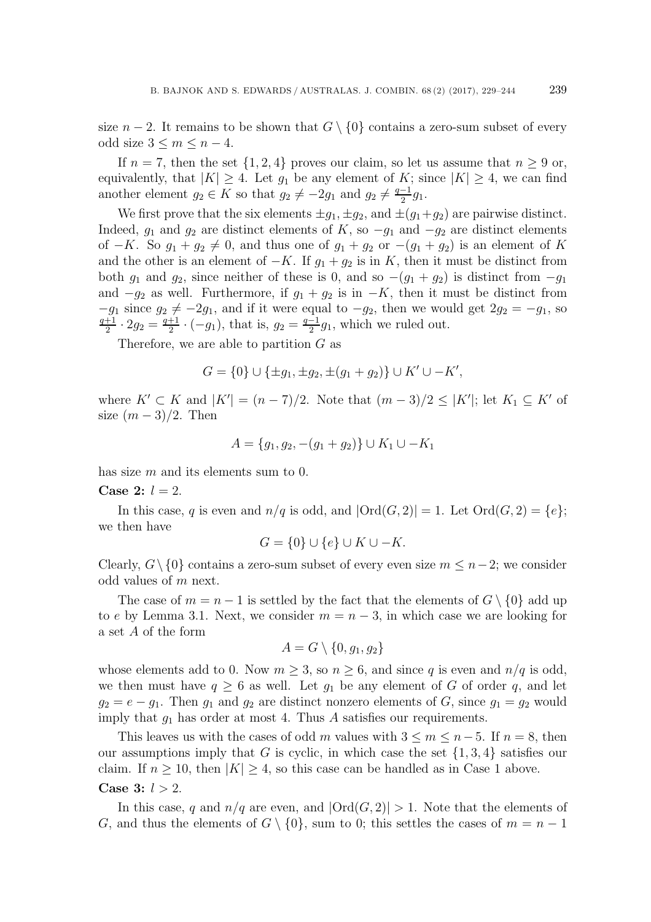size $n-2$. It remains to be shown that $G \setminus \{0\}$ contains a zero-sum subset of every odd size $3 \leq m \leq n-4$.

If $n = 7$, then the set $\{1, 2, 4\}$ proves our claim, so let us assume that $n \geq 9$ or, equivalently, that $|K| \geq 4$. Let $g_1$ be any element of $K$; since $|K| \geq 4$, we can find another element $g_2 \in K$ so that $g_2 \neq -2g_1$ and $g_2 \neq \frac{q-1}{2} g_1$.

We first prove that the six elements $\pm g_1, \pm g_2$, and $\pm(g_1+g_2)$ are pairwise distinct. Indeed, $g_1$ and $g_2$ are distinct elements of $K$, so $-g_1$ and $-g_2$ are distinct elements of $-K$. So $g_1 + g_2 \neq 0$, and thus one of $g_1 + g_2$ or $-(g_1 + g_2)$ is an element of $K$ and the other is an element of $-K$. If $g_1 + g_2$ is in $K$, then it must be distinct from both $g_1$ and $g_2$, since neither of these is 0, and so $-(g_1 + g_2)$ is distinct from $-g_1$ and $-g_2$ as well. Furthermore, if $g_1 + g_2$ is in $-K$, then it must be distinct from $-g_1$ since $g_2 \neq -2g_1$, and if it were equal to $-g_2$, then we would get $2g_2 = -g_1$, so $\frac{q+1}{2} \cdot 2g_2 = \frac{q+1}{2} \cdot (-g_1)$, that is, $g_2 = \frac{q-1}{2} g_1$, which we ruled out.

Therefore, we are able to partition $G$ as

$$G = \{0\} \cup \{\pm g_1, \pm g_2, \pm(g_1 + g_2)\} \cup K' \cup -K',$$

where $K' \subset K$ and $|K'| = (n-7)/2$. Note that $(m-3)/2 \leq |K'|$; let $K_1 \subseteq K'$ of size $(m-3)/2$. Then

$$A = \{g_1, g_2, -(g_1 + g_2)\} \cup K_1 \cup -K_1$$

has size $m$ and its elements sum to 0.

**Case 2:** $l = 2$.

In this case, $q$ is even and $n/q$ is odd, and $|\text{Ord}(G, 2)| = 1$. Let $\text{Ord}(G, 2) = \{e\}$; we then have

$$G = \{0\} \cup \{e\} \cup K \cup -K.$$

Clearly, $G \setminus \{0\}$ contains a zero-sum subset of every even size $m \leq n-2$; we consider odd values of $m$ next.

The case of $m = n-1$ is settled by the fact that the elements of $G \setminus \{0\}$ add up to $e$ by Lemma 3.1. Next, we consider $m = n-3$, in which case we are looking for a set $A$ of the form

$$A = G \setminus \{0, g_1, g_2\}$$

whose elements add to 0. Now $m \geq 3$, so $n \geq 6$, and since $q$ is even and $n/q$ is odd, we then must have $q \geq 6$ as well. Let $g_1$ be any element of $G$ of order $q$, and let $g_2 = e - g_1$. Then $g_1$ and $g_2$ are distinct nonzero elements of $G$, since $g_1 = g_2$ would imply that $g_1$ has order at most 4. Thus $A$ satisfies our requirements.

This leaves us with the cases of odd $m$ values with $3 \leq m \leq n-5$. If $n = 8$, then our assumptions imply that $G$ is cyclic, in which case the set $\{1, 3, 4\}$ satisfies our claim. If $n \geq 10$, then $|K| \geq 4$, so this case can be handled as in Case 1 above.

**Case 3:** $l > 2$.

In this case, $q$ and $n/q$ are even, and $|\text{Ord}(G, 2)| > 1$. Note that the elements of $G$, and thus the elements of $G \setminus \{0\}$, sum to 0; this settles the cases of $m = n-1$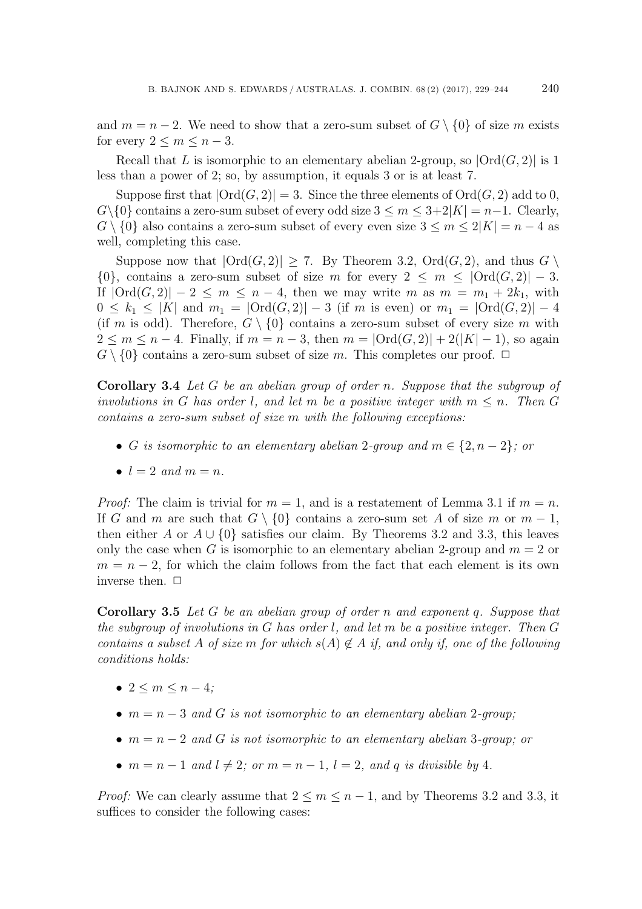and $m = n - 2$. We need to show that a zero-sum subset of $G \setminus \{0\}$ of size $m$ exists for every $2 \leq m \leq n - 3$.

Recall that $L$ is isomorphic to an elementary abelian 2-group, so $|\mathrm{Ord}(G, 2)|$ is 1 less than a power of 2; so, by assumption, it equals 3 or is at least 7.

Suppose first that $|\mathrm{Ord}(G, 2)| = 3$. Since the three elements of $\mathrm{Ord}(G, 2)$ add to 0, $G \setminus \{0\}$ contains a zero-sum subset of every odd size $3 \leq m \leq 3 + 2|K| = n - 1$. Clearly, $G \setminus \{0\}$ also contains a zero-sum subset of every even size $3 \leq m \leq 2|K| = n - 4$ as well, completing this case.

Suppose now that $|\mathrm{Ord}(G, 2)| \geq 7$. By Theorem 3.2, $\mathrm{Ord}(G, 2)$, and thus $G \setminus \{0\}$, contains a zero-sum subset of size $m$ for every $2 \leq m \leq |\mathrm{Ord}(G, 2)| - 3$. If $|\mathrm{Ord}(G, 2)| - 2 \leq m \leq n - 4$, then we may write $m$ as $m = m_1 + 2k_1$, with $0 \leq k_1 \leq |K|$ and $m_1 = |\mathrm{Ord}(G, 2)| - 3$ (if $m$ is even) or $m_1 = |\mathrm{Ord}(G, 2)| - 4$ (if $m$ is odd). Therefore, $G \setminus \{0\}$ contains a zero-sum subset of every size $m$ with $2 \leq m \leq n - 4$. Finally, if $m = n - 3$, then $m = |\mathrm{Ord}(G, 2)| + 2(|K| - 1)$, so again $G \setminus \{0\}$ contains a zero-sum subset of size $m$. This completes our proof. □

**Corollary 3.4** *Let $G$ be an abelian group of order $n$. Suppose that the subgroup of involutions in $G$ has order $l$, and let $m$ be a positive integer with $m \leq n$. Then $G$ contains a zero-sum subset of size $m$ with the following exceptions:*

- *$G$ is isomorphic to an elementary abelian 2-group and $m \in \{2, n - 2\}$; or*
- *$l = 2$ and $m = n$.*

*Proof:* The claim is trivial for $m = 1$, and is a restatement of Lemma 3.1 if $m = n$. If $G$ and $m$ are such that $G \setminus \{0\}$ contains a zero-sum set $A$ of size $m$ or $m - 1$, then either $A$ or $A \cup \{0\}$ satisfies our claim. By Theorems 3.2 and 3.3, this leaves only the case when $G$ is isomorphic to an elementary abelian 2-group and $m = 2$ or $m = n - 2$, for which the claim follows from the fact that each element is its own inverse then. □

**Corollary 3.5** *Let $G$ be an abelian group of order $n$ and exponent $q$. Suppose that the subgroup of involutions in $G$ has order $l$, and let $m$ be a positive integer. Then $G$ contains a subset $A$ of size $m$ for which $s(A) \notin A$ if, and only if, one of the following conditions holds:*

- *$2 \leq m \leq n - 4$;*
- *$m = n - 3$ and $G$ is not isomorphic to an elementary abelian 2-group;*
- *$m = n - 2$ and $G$ is not isomorphic to an elementary abelian 3-group; or*
- *$m = n - 1$ and $l \neq 2$; or $m = n - 1$, $l = 2$, and $q$ is divisible by 4.*

*Proof:* We can clearly assume that $2 \leq m \leq n - 1$, and by Theorems 3.2 and 3.3, it suffices to consider the following cases: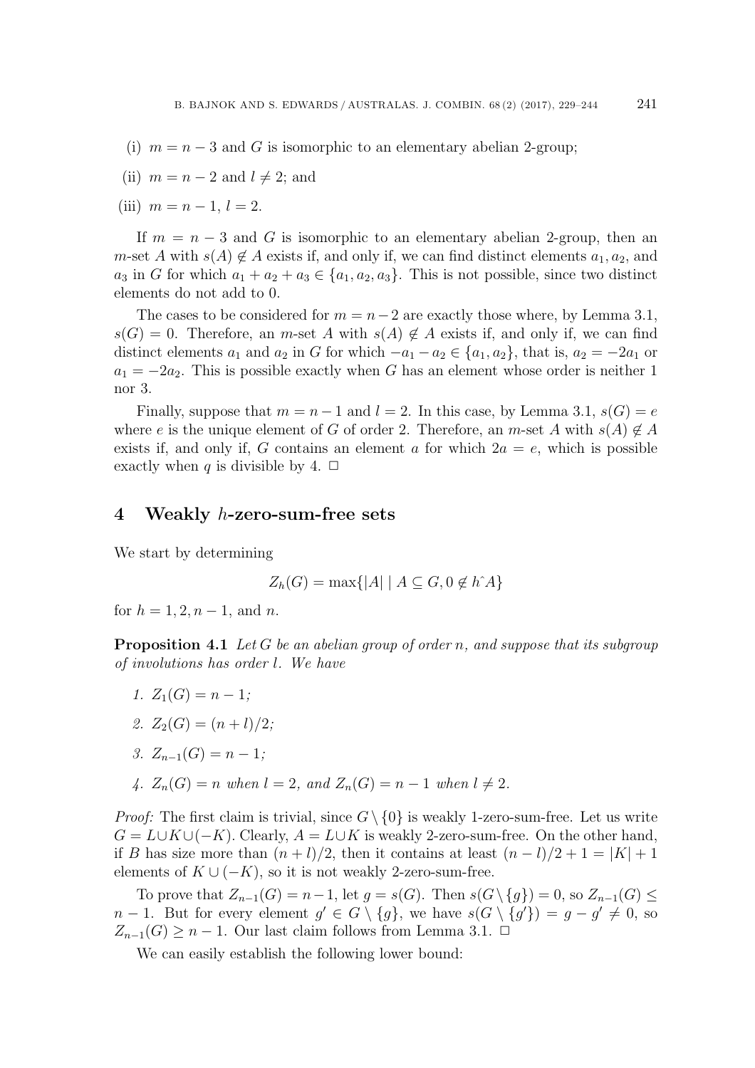(i) $m = n - 3$ and $G$ is isomorphic to an elementary abelian 2-group;

(ii) $m = n - 2$ and $l \neq 2$; and

(iii) $m = n - 1$, $l = 2$.

If $m = n - 3$ and $G$ is isomorphic to an elementary abelian 2-group, then an $m$-set $A$ with $s(A) \notin A$ exists if, and only if, we can find distinct elements $a_1, a_2$, and $a_3$ in $G$ for which $a_1 + a_2 + a_3 \in \{a_1, a_2, a_3\}$. This is not possible, since two distinct elements do not add to 0.

The cases to be considered for $m = n-2$ are exactly those where, by Lemma 3.1, $s(G) = 0$. Therefore, an $m$-set $A$ with $s(A) \notin A$ exists if, and only if, we can find distinct elements $a_1$ and $a_2$ in $G$ for which $-a_1 - a_2 \in \{a_1, a_2\}$, that is, $a_2 = -2a_1$ or $a_1 = -2a_2$. This is possible exactly when $G$ has an element whose order is neither 1 nor 3.

Finally, suppose that $m = n-1$ and $l = 2$. In this case, by Lemma 3.1, $s(G) = e$ where $e$ is the unique element of $G$ of order 2. Therefore, an $m$-set $A$ with $s(A) \notin A$ exists if, and only if, $G$ contains an element $a$ for which $2a = e$, which is possible exactly when $q$ is divisible by 4. $\square$

## 4 Weakly $h$-zero-sum-free sets

We start by determining

$$Z_h(G) = \max\{|A| \mid A \subseteq G, 0 \notin h\hat{}A\}$$

for $h = 1, 2, n-1$, and $n$.

**Proposition 4.1** *Let $G$ be an abelian group of order $n$, and suppose that its subgroup of involutions has order $l$. We have*

1. *$Z_1(G) = n - 1$;*
2. *$Z_2(G) = (n + l)/2$;*
3. *$Z_{n-1}(G) = n - 1$;*
4. *$Z_n(G) = n$ when $l = 2$, and $Z_n(G) = n - 1$ when $l \neq 2$.*

*Proof:* The first claim is trivial, since $G \setminus \{0\}$ is weakly 1-zero-sum-free. Let us write $G = L \cup K \cup (-K)$. Clearly, $A = L \cup K$ is weakly 2-zero-sum-free. On the other hand, if $B$ has size more than $(n + l)/2$, then it contains at least $(n - l)/2 + 1 = |K| + 1$ elements of $K \cup (-K)$, so it is not weakly 2-zero-sum-free.

To prove that $Z_{n-1}(G) = n-1$, let $g = s(G)$. Then $s(G \setminus \{g\}) = 0$, so $Z_{n-1}(G) \leq n - 1$. But for every element $g' \in G \setminus \{g\}$, we have $s(G \setminus \{g'\}) = g - g' \neq 0$, so $Z_{n-1}(G) \geq n - 1$. Our last claim follows from Lemma 3.1. $\square$

We can easily establish the following lower bound: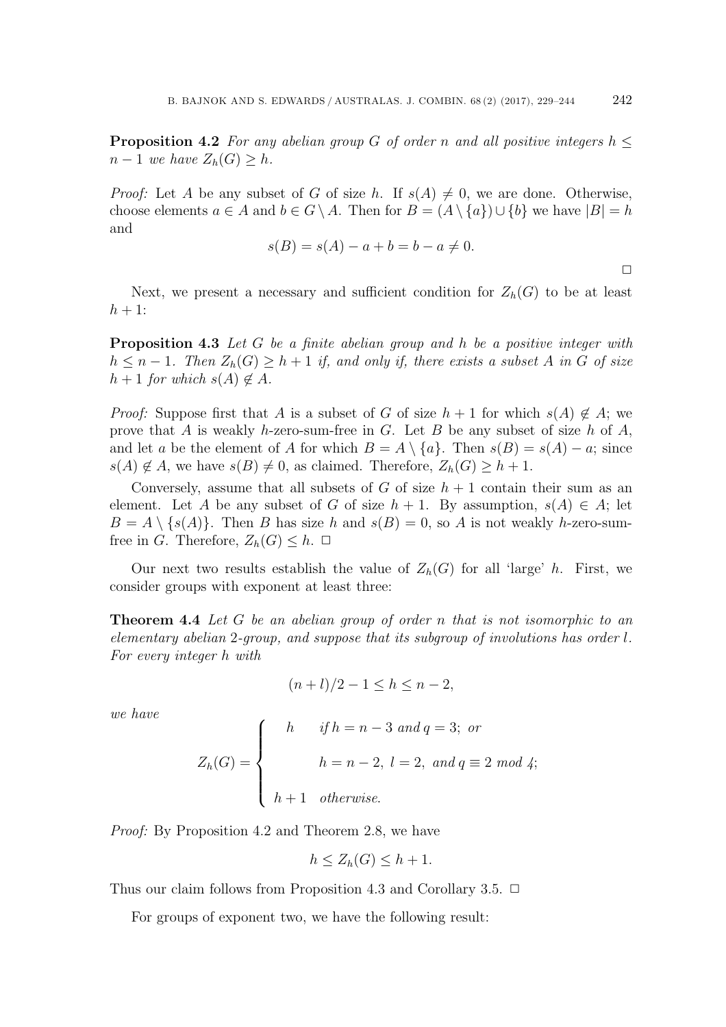**Proposition 4.2** *For any abelian group $G$ of order $n$ and all positive integers $h \leq n-1$ we have $Z_h(G) \geq h$.*

*Proof:* Let $A$ be any subset of $G$ of size $h$. If $s(A) \neq 0$, we are done. Otherwise, choose elements $a \in A$ and $b \in G \setminus A$. Then for $B = (A \setminus \{a\}) \cup \{b\}$ we have $|B| = h$ and

$$s(B) = s(A) - a + b = b - a \neq 0.$$

□

Next, we present a necessary and sufficient condition for $Z_h(G)$ to be at least $h+1$:

**Proposition 4.3** *Let $G$ be a finite abelian group and $h$ be a positive integer with $h \leq n-1$. Then $Z_h(G) \geq h+1$ if, and only if, there exists a subset $A$ in $G$ of size $h+1$ for which $s(A) \notin A$.*

*Proof:* Suppose first that $A$ is a subset of $G$ of size $h+1$ for which $s(A) \notin A$; we prove that $A$ is weakly $h$-zero-sum-free in $G$. Let $B$ be any subset of size $h$ of $A$, and let $a$ be the element of $A$ for which $B = A \setminus \{a\}$. Then $s(B) = s(A) - a$; since $s(A) \notin A$, we have $s(B) \neq 0$, as claimed. Therefore, $Z_h(G) \geq h+1$.

Conversely, assume that all subsets of $G$ of size $h+1$ contain their sum as an element. Let $A$ be any subset of $G$ of size $h+1$. By assumption, $s(A) \in A$; let $B = A \setminus \{s(A)\}$. Then $B$ has size $h$ and $s(B) = 0$, so $A$ is not weakly $h$-zero-sum-free in $G$. Therefore, $Z_h(G) \leq h$. □

Our next two results establish the value of $Z_h(G)$ for all 'large' $h$. First, we consider groups with exponent at least three:

**Theorem 4.4** *Let $G$ be an abelian group of order $n$ that is not isomorphic to an elementary abelian 2-group, and suppose that its subgroup of involutions has order $l$. For every integer $h$ with*

$$(n+l)/2 - 1 \leq h \leq n-2,$$

*we have*

$$Z_h(G) = \begin{cases} h & \text{if } h = n-3 \text{ and } q = 3; \text{ or} \\ & h = n-2,\ l = 2, \text{ and } q \equiv 2 \text{ mod } 4; \\ h+1 & \text{otherwise.} \end{cases}$$

*Proof:* By Proposition 4.2 and Theorem 2.8, we have

$$h \leq Z_h(G) \leq h+1.$$

Thus our claim follows from Proposition 4.3 and Corollary 3.5. □

For groups of exponent two, we have the following result: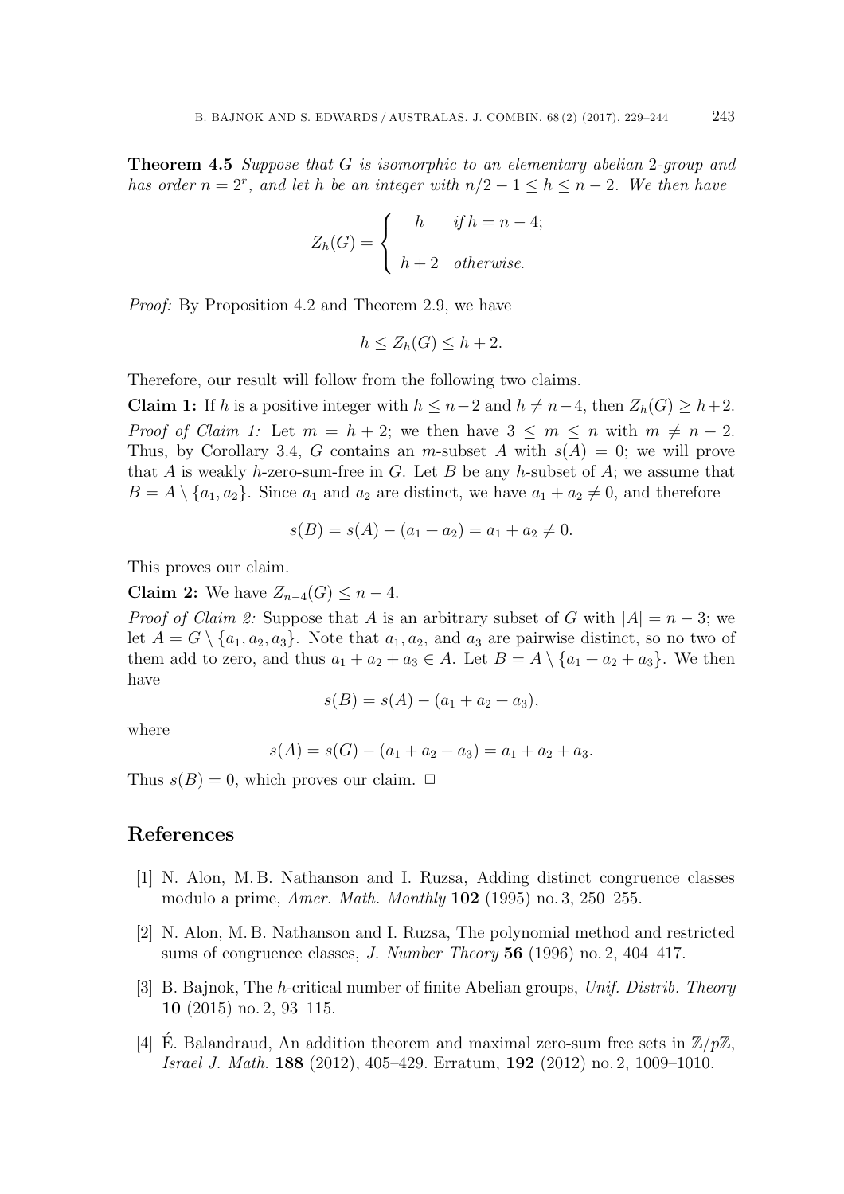**Theorem 4.5** *Suppose that $G$ is isomorphic to an elementary abelian 2-group and has order $n = 2^r$, and let $h$ be an integer with $n/2 - 1 \leq h \leq n-2$. We then have*

$$Z_h(G) = \begin{cases} h & \text{if } h = n-4; \\ h+2 & \text{otherwise.} \end{cases}$$

*Proof:* By Proposition 4.2 and Theorem 2.9, we have

$$h \leq Z_h(G) \leq h+2.$$

Therefore, our result will follow from the following two claims.

**Claim 1:** If $h$ is a positive integer with $h \leq n-2$ and $h \neq n-4$, then $Z_h(G) \geq h+2$.

*Proof of Claim 1:* Let $m = h+2$; we then have $3 \leq m \leq n$ with $m \neq n-2$. Thus, by Corollary 3.4, $G$ contains an $m$-subset $A$ with $s(A) = 0$; we will prove that $A$ is weakly $h$-zero-sum-free in $G$. Let $B$ be any $h$-subset of $A$; we assume that $B = A \setminus \{a_1, a_2\}$. Since $a_1$ and $a_2$ are distinct, we have $a_1 + a_2 \neq 0$, and therefore

$$s(B) = s(A) - (a_1 + a_2) = a_1 + a_2 \neq 0.$$

This proves our claim.

**Claim 2:** We have $Z_{n-4}(G) \leq n-4$.

*Proof of Claim 2:* Suppose that $A$ is an arbitrary subset of $G$ with $|A| = n-3$; we let $A = G \setminus \{a_1, a_2, a_3\}$. Note that $a_1, a_2$, and $a_3$ are pairwise distinct, so no two of them add to zero, and thus $a_1 + a_2 + a_3 \in A$. Let $B = A \setminus \{a_1 + a_2 + a_3\}$. We then have

$$s(B) = s(A) - (a_1 + a_2 + a_3),$$

where

$$s(A) = s(G) - (a_1 + a_2 + a_3) = a_1 + a_2 + a_3.$$

Thus $s(B) = 0$, which proves our claim. $\Box$

## References

[1] N. Alon, M. B. Nathanson and I. Ruzsa, Adding distinct congruence classes modulo a prime, *Amer. Math. Monthly* **102** (1995) no. 3, 250–255.

[2] N. Alon, M. B. Nathanson and I. Ruzsa, The polynomial method and restricted sums of congruence classes, *J. Number Theory* **56** (1996) no. 2, 404–417.

[3] B. Bajnok, The $h$-critical number of finite Abelian groups, *Unif. Distrib. Theory* **10** (2015) no. 2, 93–115.

[4] É. Balandraud, An addition theorem and maximal zero-sum free sets in $\mathbb{Z}/p\mathbb{Z}$, *Israel J. Math.* **188** (2012), 405–429. Erratum, **192** (2012) no. 2, 1009–1010.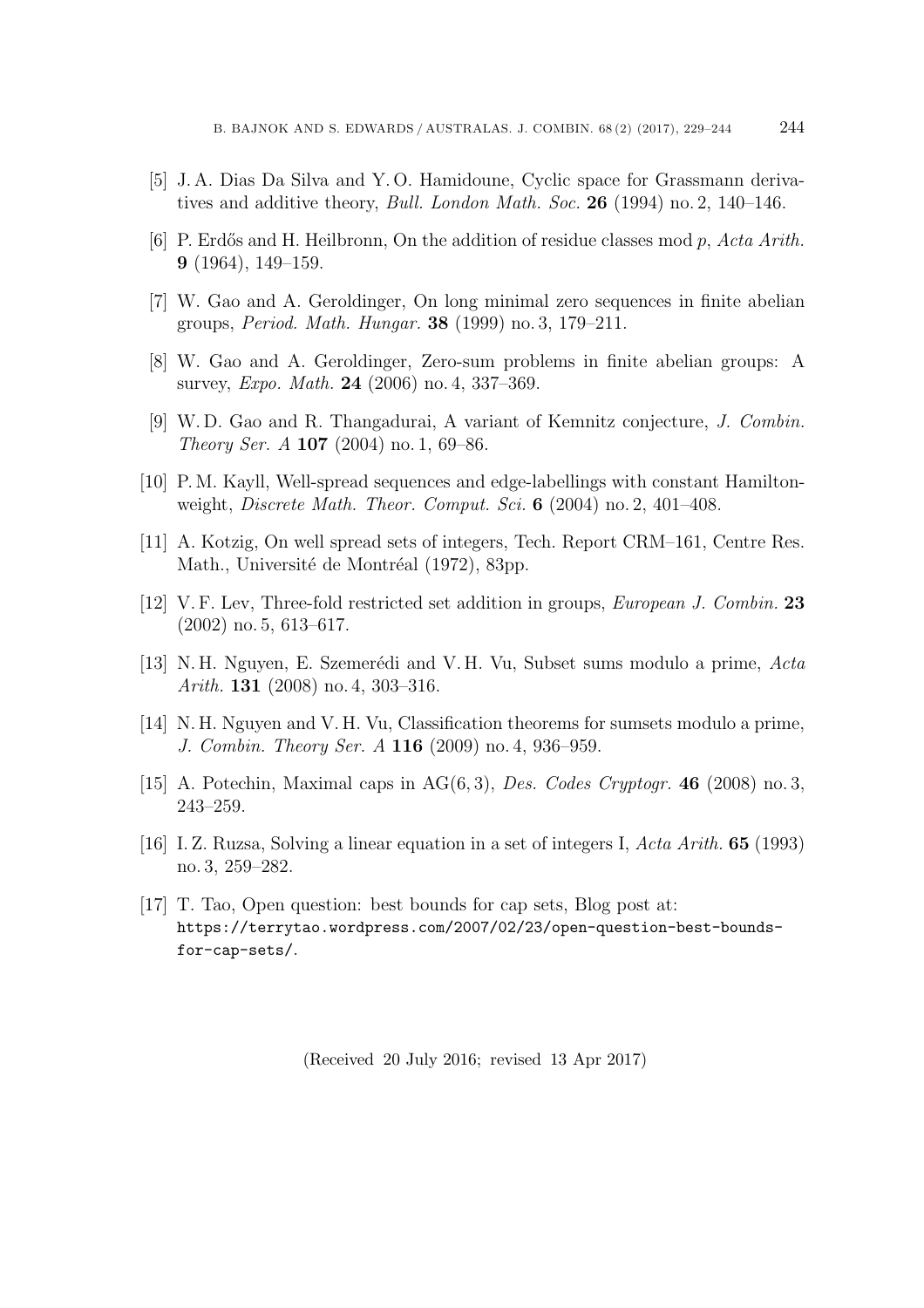[5] J. A. Dias Da Silva and Y. O. Hamidoune, Cyclic space for Grassmann derivatives and additive theory, *Bull. London Math. Soc.* **26** (1994) no. 2, 140–146.

[6] P. Erdős and H. Heilbronn, On the addition of residue classes mod $p$, *Acta Arith.* **9** (1964), 149–159.

[7] W. Gao and A. Geroldinger, On long minimal zero sequences in finite abelian groups, *Period. Math. Hungar.* **38** (1999) no. 3, 179–211.

[8] W. Gao and A. Geroldinger, Zero-sum problems in finite abelian groups: A survey, *Expo. Math.* **24** (2006) no. 4, 337–369.

[9] W. D. Gao and R. Thangadurai, A variant of Kemnitz conjecture, *J. Combin. Theory Ser. A* **107** (2004) no. 1, 69–86.

[10] P. M. Kayll, Well-spread sequences and edge-labellings with constant Hamilton-weight, *Discrete Math. Theor. Comput. Sci.* **6** (2004) no. 2, 401–408.

[11] A. Kotzig, On well spread sets of integers, Tech. Report CRM–161, Centre Res. Math., Université de Montréal (1972), 83pp.

[12] V. F. Lev, Three-fold restricted set addition in groups, *European J. Combin.* **23** (2002) no. 5, 613–617.

[13] N. H. Nguyen, E. Szemerédi and V. H. Vu, Subset sums modulo a prime, *Acta Arith.* **131** (2008) no. 4, 303–316.

[14] N. H. Nguyen and V. H. Vu, Classification theorems for sumsets modulo a prime, *J. Combin. Theory Ser. A* **116** (2009) no. 4, 936–959.

[15] A. Potechin, Maximal caps in AG(6, 3), *Des. Codes Cryptogr.* **46** (2008) no. 3, 243–259.

[16] I. Z. Ruzsa, Solving a linear equation in a set of integers I, *Acta Arith.* **65** (1993) no. 3, 259–282.

[17] T. Tao, Open question: best bounds for cap sets, Blog post at: `https://terrytao.wordpress.com/2007/02/23/open-question-best-bounds-for-cap-sets/`.

(Received 20 July 2016; revised 13 Apr 2017)